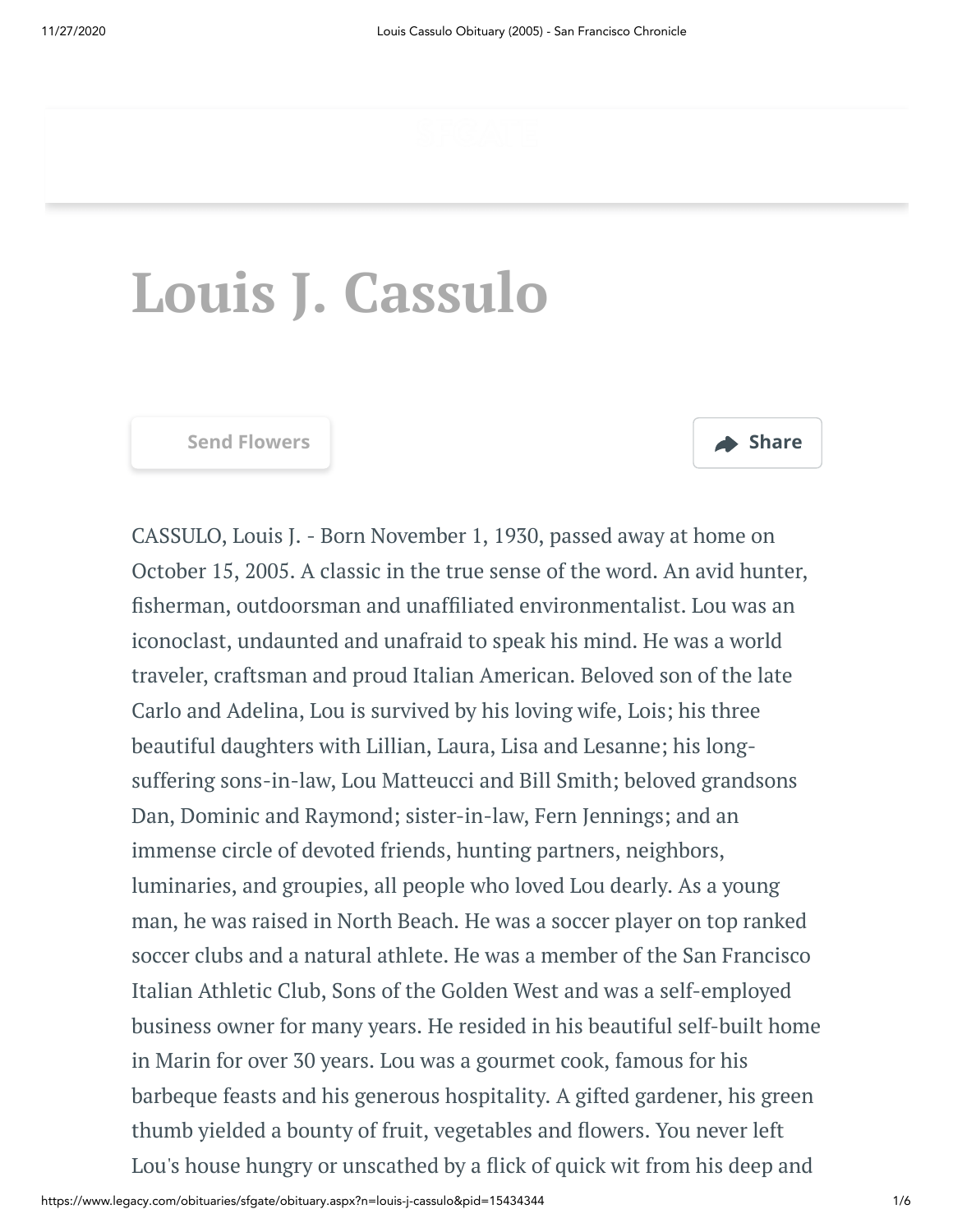# Louis J. Cassulo

Send Flowers

Share

CASSULO, Louis J. - Born November 1, 1930, passed away at home on October 15, 2005. A classic in the true sense of the word. An avid hunter, fisherman, outdoorsman and unaffiliated environmentalist. Lou was an iconoclast, undaunted and unafraid to speak his mind. He was a world traveler, craftsman and proud Italian American. Beloved son of the late Carlo and Adelina, Lou is survived by his loving wife, Lois; his three beautiful daughters with Lillian, Laura, Lisa and Lesanne; his long-suffering sons-in-law, Lou Matteucci and Bill Smith; beloved grandsons Dan, Dominic and Raymond; sister-in-law, Fern Jennings; and an immense circle of devoted friends, hunting partners, neighbors, luminaries, and groupies, all people who loved Lou dearly. As a young man, he was raised in North Beach. He was a soccer player on top ranked soccer clubs and a natural athlete. He was a member of the San Francisco Italian Athletic Club, Sons of the Golden West and was a self-employed business owner for many years. He resided in his beautiful self-built home in Marin for over 30 years. Lou was a gourmet cook, famous for his barbeque feasts and his generous hospitality. A gifted gardener, his green thumb yielded a bounty of fruit, vegetables and flowers. You never left Lou's house hungry or unscathed by a flick of quick wit from his deep and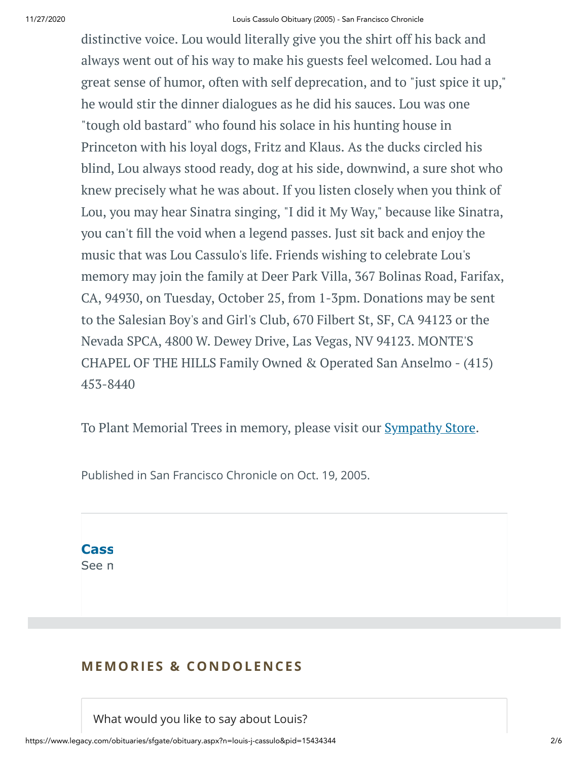distinctive voice. Lou would literally give you the shirt off his back and always went out of his way to make his guests feel welcomed. Lou had a great sense of humor, often with self deprecation, and to "just spice it up," he would stir the dinner dialogues as he did his sauces. Lou was one "tough old bastard" who found his solace in his hunting house in Princeton with his loyal dogs, Fritz and Klaus. As the ducks circled his blind, Lou always stood ready, dog at his side, downwind, a sure shot who knew precisely what he was about. If you listen closely when you think of Lou, you may hear Sinatra singing, "I did it My Way," because like Sinatra, you can't fill the void when a legend passes. Just sit back and enjoy the music that was Lou Cassulo's life. Friends wishing to celebrate Lou's memory may join the family at Deer Park Villa, 367 Bolinas Road, Farifax, CA, 94930, on Tuesday, October 25, from 1-3pm. Donations may be sent to the Salesian Boy's and Girl's Club, 670 Filbert St, SF, CA 94123 or the Nevada SPCA, 4800 W. Dewey Drive, Las Vegas, NV 94123. MONTE'S CHAPEL OF THE HILLS Family Owned & Operated San Anselmo - (415) 453-8440

To Plant Memorial Trees in memory, please visit our Sympathy Store.

Published in San Francisco Chronicle on Oct. 19, 2005.

**Cass**
See n

## MEMORIES & CONDOLENCES

What would you like to say about Louis?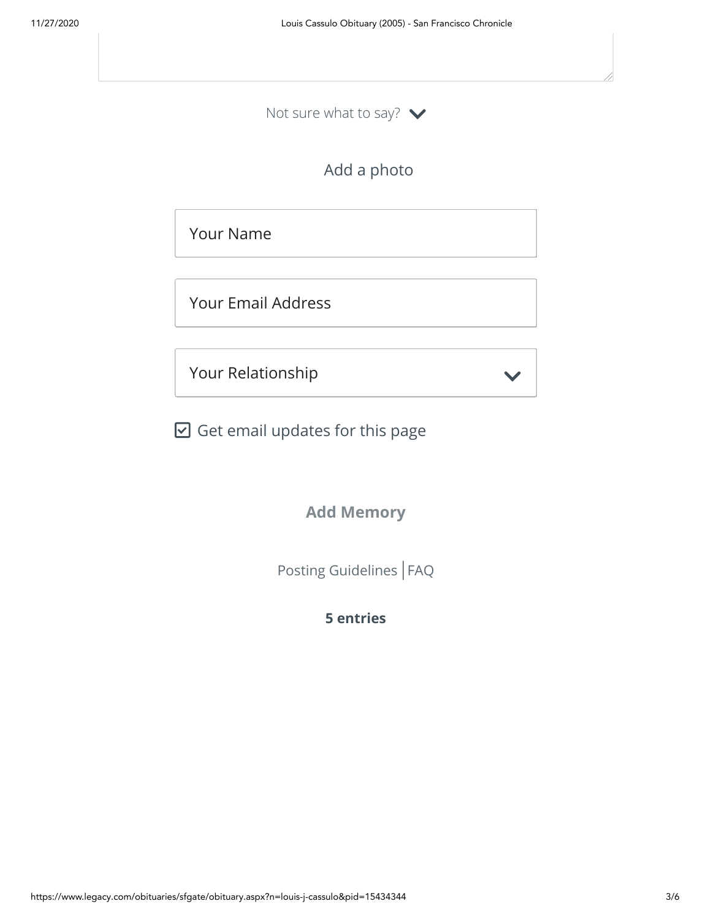Not sure what to say?

Add a photo

Your Name

Your Email Address

Your Relationship

☑ Get email updates for this page

**Add Memory**

Posting Guidelines | FAQ

**5 entries**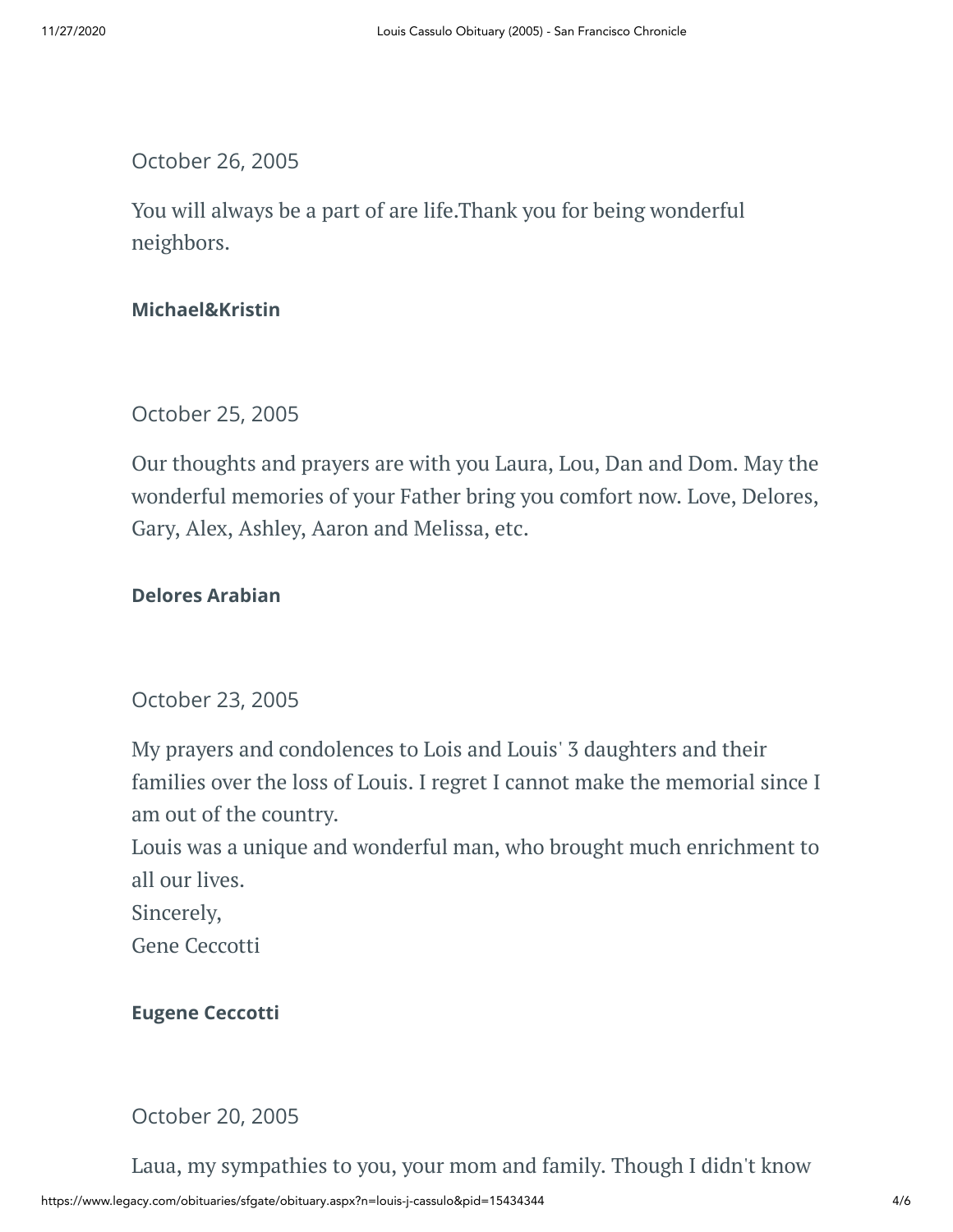October 26, 2005

You will always be a part of are life.Thank you for being wonderful neighbors.

**Michael&Kristin**

October 25, 2005

Our thoughts and prayers are with you Laura, Lou, Dan and Dom. May the wonderful memories of your Father bring you comfort now. Love, Delores, Gary, Alex, Ashley, Aaron and Melissa, etc.

**Delores Arabian**

October 23, 2005

My prayers and condolences to Lois and Louis' 3 daughters and their families over the loss of Louis. I regret I cannot make the memorial since I am out of the country.
Louis was a unique and wonderful man, who brought much enrichment to all our lives.
Sincerely,
Gene Ceccotti

**Eugene Ceccotti**

October 20, 2005

Laua, my sympathies to you, your mom and family. Though I didn't know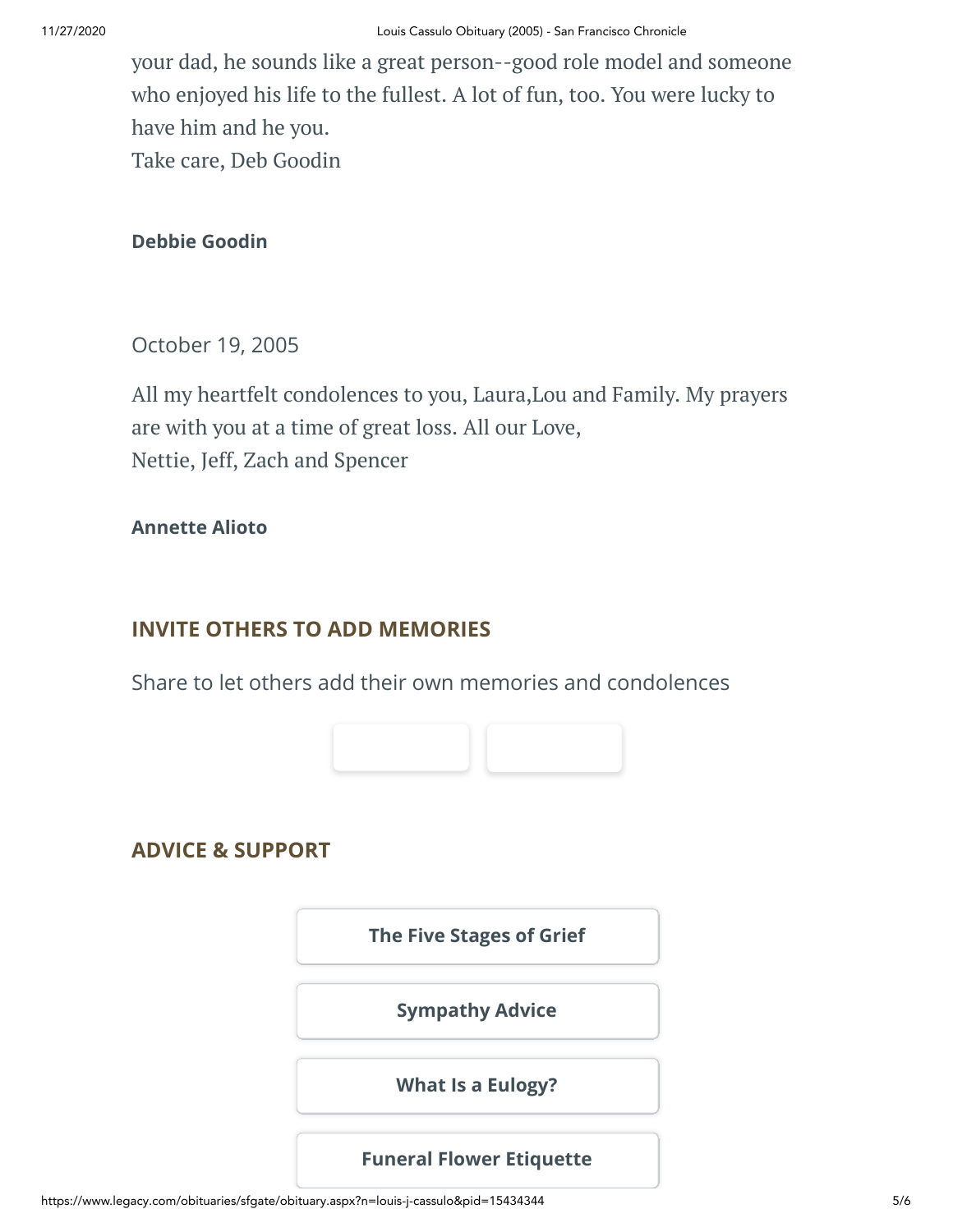your dad, he sounds like a great person--good role model and someone who enjoyed his life to the fullest. A lot of fun, too. You were lucky to have him and he you.
Take care, Deb Goodin

**Debbie Goodin**

October 19, 2005

All my heartfelt condolences to you, Laura,Lou and Family. My prayers are with you at a time of great loss. All our Love,
Nettie, Jeff, Zach and Spencer

**Annette Alioto**

## INVITE OTHERS TO ADD MEMORIES

Share to let others add their own memories and condolences

## ADVICE & SUPPORT

**The Five Stages of Grief**

**Sympathy Advice**

**What Is a Eulogy?**

**Funeral Flower Etiquette**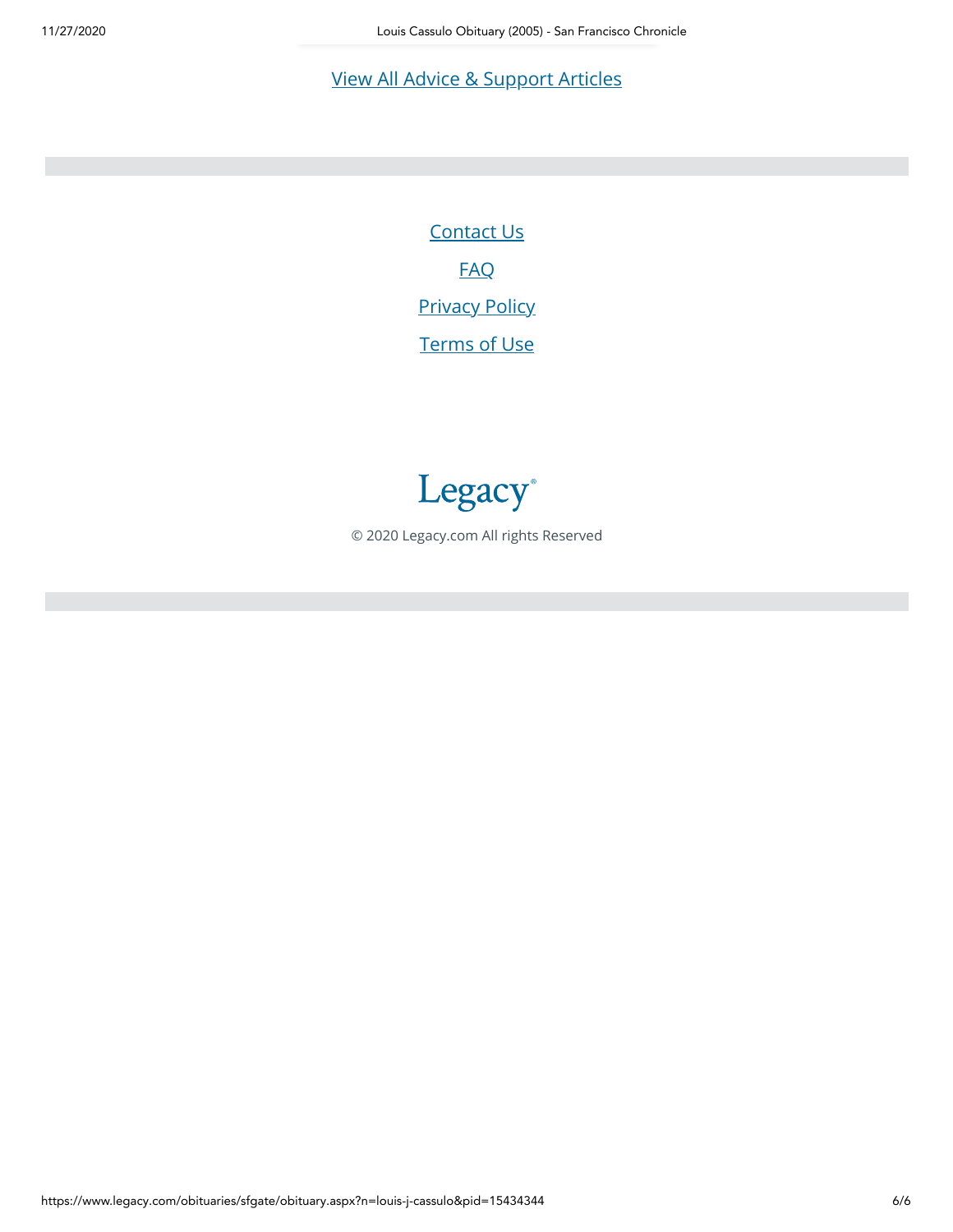View All Advice & Support Articles

Contact Us

FAQ

Privacy Policy

Terms of Use

Legacy®

© 2020 Legacy.com All rights Reserved